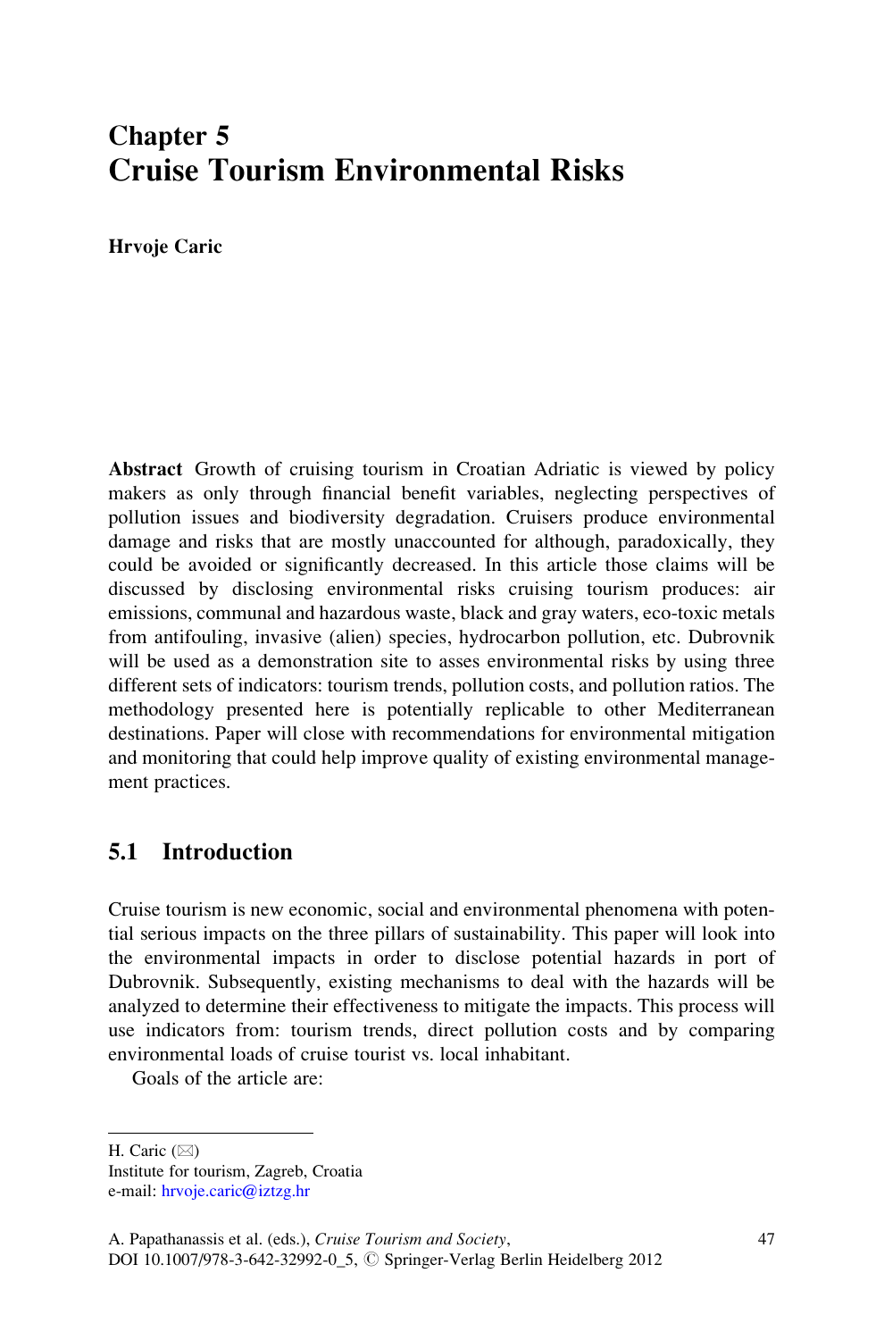# Chapter 5
# Cruise Tourism Environmental Risks

**Hrvoje Caric**

**Abstract** Growth of cruising tourism in Croatian Adriatic is viewed by policy makers as only through financial benefit variables, neglecting perspectives of pollution issues and biodiversity degradation. Cruisers produce environmental damage and risks that are mostly unaccounted for although, paradoxically, they could be avoided or significantly decreased. In this article those claims will be discussed by disclosing environmental risks cruising tourism produces: air emissions, communal and hazardous waste, black and gray waters, eco-toxic metals from antifouling, invasive (alien) species, hydrocarbon pollution, etc. Dubrovnik will be used as a demonstration site to asses environmental risks by using three different sets of indicators: tourism trends, pollution costs, and pollution ratios. The methodology presented here is potentially replicable to other Mediterranean destinations. Paper will close with recommendations for environmental mitigation and monitoring that could help improve quality of existing environmental management practices.

## 5.1 Introduction

Cruise tourism is new economic, social and environmental phenomena with potential serious impacts on the three pillars of sustainability. This paper will look into the environmental impacts in order to disclose potential hazards in port of Dubrovnik. Subsequently, existing mechanisms to deal with the hazards will be analyzed to determine their effectiveness to mitigate the impacts. This process will use indicators from: tourism trends, direct pollution costs and by comparing environmental loads of cruise tourist vs. local inhabitant.

Goals of the article are:

---

H. Caric (✉)
Institute for tourism, Zagreb, Croatia
e-mail: hrvoje.caric@iztzg.hr

A. Papathanassis et al. (eds.), *Cruise Tourism and Society*,
DOI 10.1007/978-3-642-32992-0_5, © Springer-Verlag Berlin Heidelberg 2012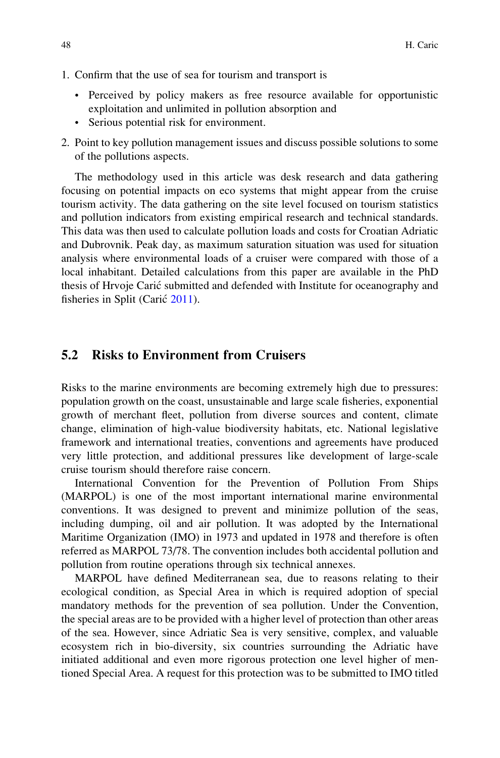1. Confirm that the use of sea for tourism and transport is
   - Perceived by policy makers as free resource available for opportunistic exploitation and unlimited in pollution absorption and
   - Serious potential risk for environment.
2. Point to key pollution management issues and discuss possible solutions to some of the pollutions aspects.

The methodology used in this article was desk research and data gathering focusing on potential impacts on eco systems that might appear from the cruise tourism activity. The data gathering on the site level focused on tourism statistics and pollution indicators from existing empirical research and technical standards. This data was then used to calculate pollution loads and costs for Croatian Adriatic and Dubrovnik. Peak day, as maximum saturation situation was used for situation analysis where environmental loads of a cruiser were compared with those of a local inhabitant. Detailed calculations from this paper are available in the PhD thesis of Hrvoje Carić submitted and defended with Institute for oceanography and fisheries in Split (Carić 2011).

## 5.2 Risks to Environment from Cruisers

Risks to the marine environments are becoming extremely high due to pressures: population growth on the coast, unsustainable and large scale fisheries, exponential growth of merchant fleet, pollution from diverse sources and content, climate change, elimination of high-value biodiversity habitats, etc. National legislative framework and international treaties, conventions and agreements have produced very little protection, and additional pressures like development of large-scale cruise tourism should therefore raise concern.

International Convention for the Prevention of Pollution From Ships (MARPOL) is one of the most important international marine environmental conventions. It was designed to prevent and minimize pollution of the seas, including dumping, oil and air pollution. It was adopted by the International Maritime Organization (IMO) in 1973 and updated in 1978 and therefore is often referred as MARPOL 73/78. The convention includes both accidental pollution and pollution from routine operations through six technical annexes.

MARPOL have defined Mediterranean sea, due to reasons relating to their ecological condition, as Special Area in which is required adoption of special mandatory methods for the prevention of sea pollution. Under the Convention, the special areas are to be provided with a higher level of protection than other areas of the sea. However, since Adriatic Sea is very sensitive, complex, and valuable ecosystem rich in bio-diversity, six countries surrounding the Adriatic have initiated additional and even more rigorous protection one level higher of mentioned Special Area. A request for this protection was to be submitted to IMO titled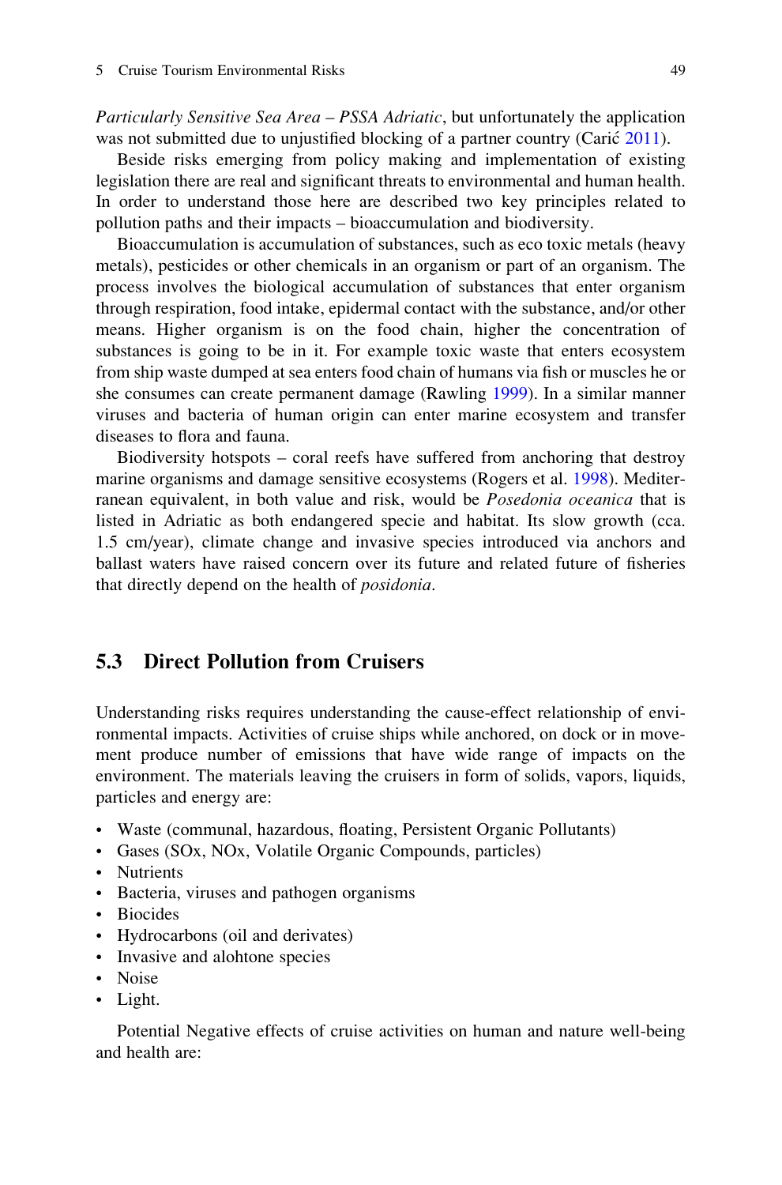*Particularly Sensitive Sea Area – PSSA Adriatic*, but unfortunately the application was not submitted due to unjustified blocking of a partner country (Carić 2011).

Beside risks emerging from policy making and implementation of existing legislation there are real and significant threats to environmental and human health. In order to understand those here are described two key principles related to pollution paths and their impacts – bioaccumulation and biodiversity.

Bioaccumulation is accumulation of substances, such as eco toxic metals (heavy metals), pesticides or other chemicals in an organism or part of an organism. The process involves the biological accumulation of substances that enter organism through respiration, food intake, epidermal contact with the substance, and/or other means. Higher organism is on the food chain, higher the concentration of substances is going to be in it. For example toxic waste that enters ecosystem from ship waste dumped at sea enters food chain of humans via fish or muscles he or she consumes can create permanent damage (Rawling 1999). In a similar manner viruses and bacteria of human origin can enter marine ecosystem and transfer diseases to flora and fauna.

Biodiversity hotspots – coral reefs have suffered from anchoring that destroy marine organisms and damage sensitive ecosystems (Rogers et al. 1998). Mediterranean equivalent, in both value and risk, would be *Posedonia oceanica* that is listed in Adriatic as both endangered specie and habitat. Its slow growth (cca. 1.5 cm/year), climate change and invasive species introduced via anchors and ballast waters have raised concern over its future and related future of fisheries that directly depend on the health of *posidonia*.

## 5.3 Direct Pollution from Cruisers

Understanding risks requires understanding the cause-effect relationship of environmental impacts. Activities of cruise ships while anchored, on dock or in movement produce number of emissions that have wide range of impacts on the environment. The materials leaving the cruisers in form of solids, vapors, liquids, particles and energy are:

- Waste (communal, hazardous, floating, Persistent Organic Pollutants)
- Gases (SOx, NOx, Volatile Organic Compounds, particles)
- Nutrients
- Bacteria, viruses and pathogen organisms
- Biocides
- Hydrocarbons (oil and derivates)
- Invasive and alohtone species
- Noise
- Light.

Potential Negative effects of cruise activities on human and nature well-being and health are: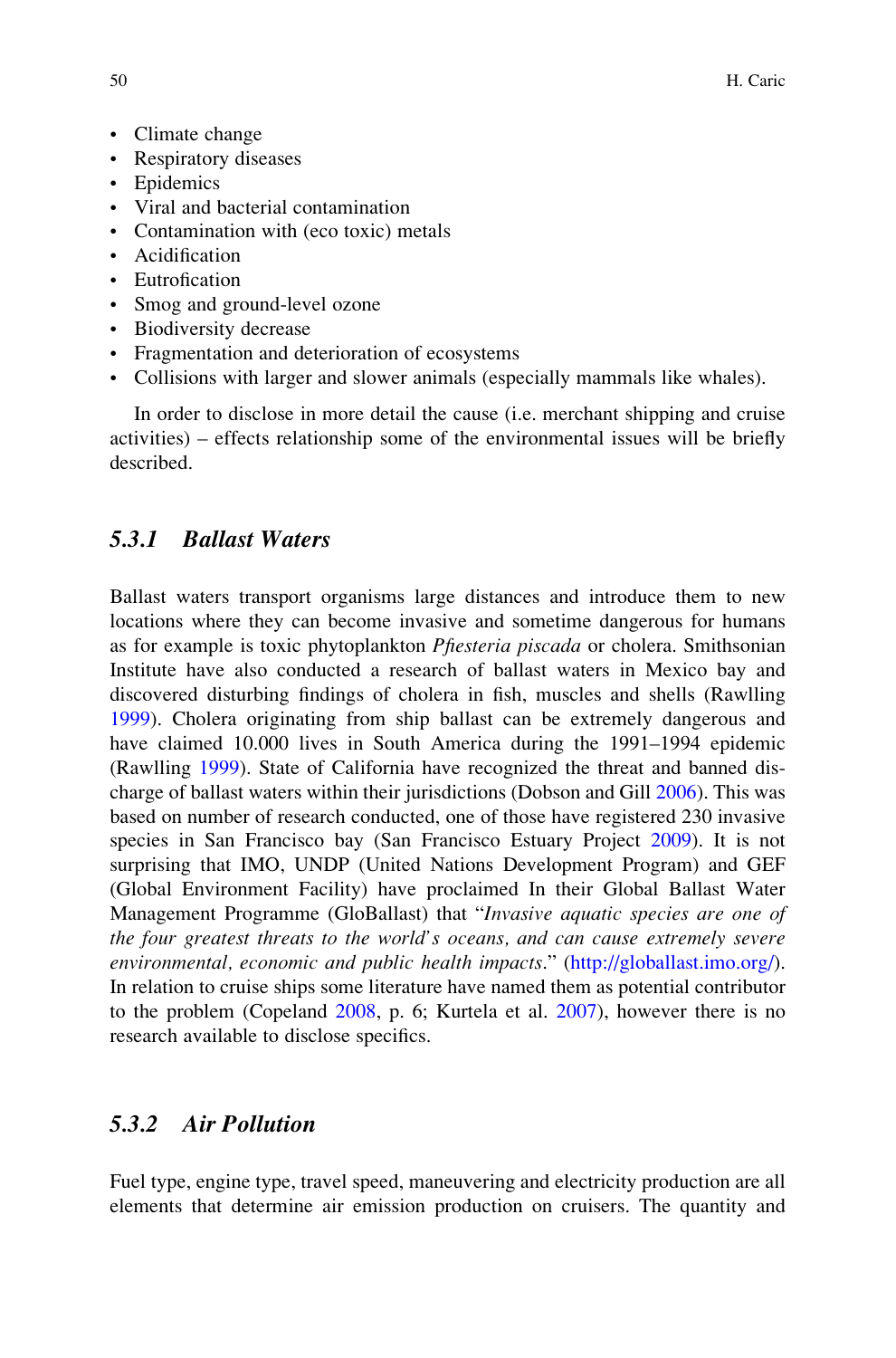- Climate change
- Respiratory diseases
- Epidemics
- Viral and bacterial contamination
- Contamination with (eco toxic) metals
- Acidification
- Eutrofication
- Smog and ground-level ozone
- Biodiversity decrease
- Fragmentation and deterioration of ecosystems
- Collisions with larger and slower animals (especially mammals like whales).

In order to disclose in more detail the cause (i.e. merchant shipping and cruise activities) – effects relationship some of the environmental issues will be briefly described.

### 5.3.1 Ballast Waters

Ballast waters transport organisms large distances and introduce them to new locations where they can become invasive and sometime dangerous for humans as for example is toxic phytoplankton *Pfiesteria piscada* or cholera. Smithsonian Institute have also conducted a research of ballast waters in Mexico bay and discovered disturbing findings of cholera in fish, muscles and shells (Rawlling 1999). Cholera originating from ship ballast can be extremely dangerous and have claimed 10.000 lives in South America during the 1991–1994 epidemic (Rawlling 1999). State of California have recognized the threat and banned discharge of ballast waters within their jurisdictions (Dobson and Gill 2006). This was based on number of research conducted, one of those have registered 230 invasive species in San Francisco bay (San Francisco Estuary Project 2009). It is not surprising that IMO, UNDP (United Nations Development Program) and GEF (Global Environment Facility) have proclaimed In their Global Ballast Water Management Programme (GloBallast) that "*Invasive aquatic species are one of the four greatest threats to the world's oceans, and can cause extremely severe environmental, economic and public health impacts*." (http://globallast.imo.org/). In relation to cruise ships some literature have named them as potential contributor to the problem (Copeland 2008, p. 6; Kurtela et al. 2007), however there is no research available to disclose specifics.

### 5.3.2 Air Pollution

Fuel type, engine type, travel speed, maneuvering and electricity production are all elements that determine air emission production on cruisers. The quantity and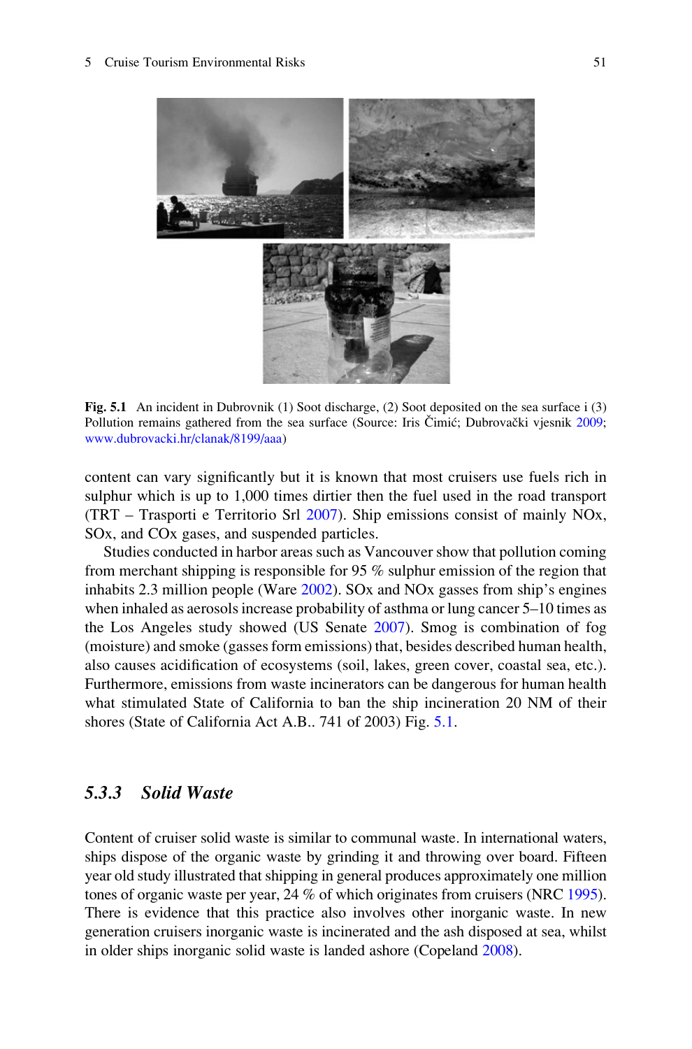Fig. 5.1 An incident in Dubrovnik (1) Soot discharge, (2) Soot deposited on the sea surface i (3) Pollution remains gathered from the sea surface (Source: Iris Čimić; Dubrovački vjesnik 2009; www.dubrovacki.hr/clanak/8199/aaa)

content can vary significantly but it is known that most cruisers use fuels rich in sulphur which is up to 1,000 times dirtier then the fuel used in the road transport (TRT – Trasporti e Territorio Srl 2007). Ship emissions consist of mainly NOx, SOx, and COx gases, and suspended particles.

Studies conducted in harbor areas such as Vancouver show that pollution coming from merchant shipping is responsible for 95 % sulphur emission of the region that inhabits 2.3 million people (Ware 2002). SOx and NOx gasses from ship's engines when inhaled as aerosols increase probability of asthma or lung cancer 5–10 times as the Los Angeles study showed (US Senate 2007). Smog is combination of fog (moisture) and smoke (gasses form emissions) that, besides described human health, also causes acidification of ecosystems (soil, lakes, green cover, coastal sea, etc.). Furthermore, emissions from waste incinerators can be dangerous for human health what stimulated State of California to ban the ship incineration 20 NM of their shores (State of California Act A.B.. 741 of 2003) Fig. 5.1.

### 5.3.3 Solid Waste

Content of cruiser solid waste is similar to communal waste. In international waters, ships dispose of the organic waste by grinding it and throwing over board. Fifteen year old study illustrated that shipping in general produces approximately one million tones of organic waste per year, 24 % of which originates from cruisers (NRC 1995). There is evidence that this practice also involves other inorganic waste. In new generation cruisers inorganic waste is incinerated and the ash disposed at sea, whilst in older ships inorganic solid waste is landed ashore (Copeland 2008).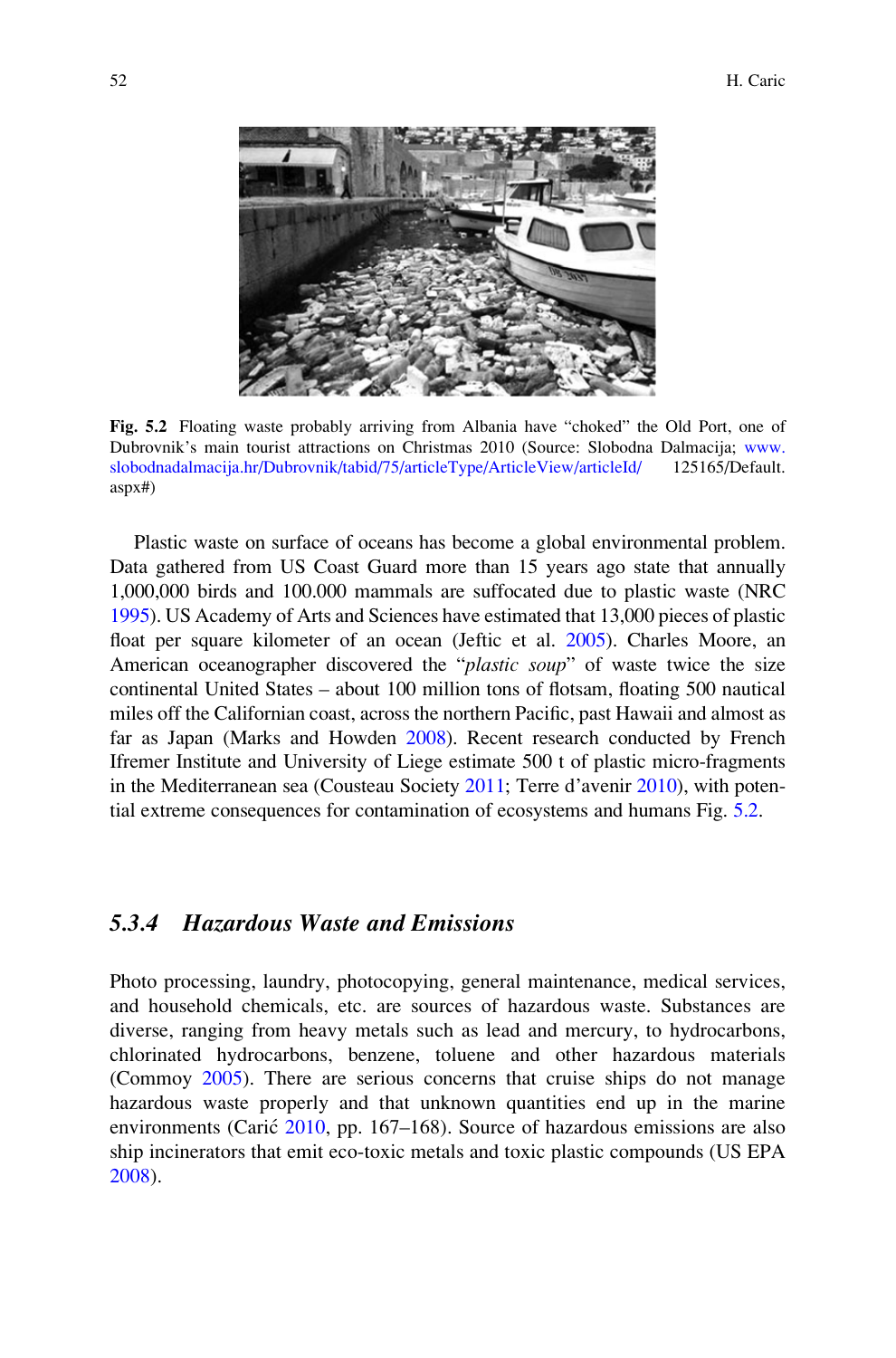Fig. 5.2 Floating waste probably arriving from Albania have "choked" the Old Port, one of Dubrovnik's main tourist attractions on Christmas 2010 (Source: Slobodna Dalmacija; www.slobodnadalmacija.hr/Dubrovnik/tabid/75/articleType/ArticleView/articleId/125165/Default.aspx#)

Plastic waste on surface of oceans has become a global environmental problem. Data gathered from US Coast Guard more than 15 years ago state that annually 1,000,000 birds and 100.000 mammals are suffocated due to plastic waste (NRC 1995). US Academy of Arts and Sciences have estimated that 13,000 pieces of plastic float per square kilometer of an ocean (Jeftic et al. 2005). Charles Moore, an American oceanographer discovered the "*plastic soup*" of waste twice the size continental United States – about 100 million tons of flotsam, floating 500 nautical miles off the Californian coast, across the northern Pacific, past Hawaii and almost as far as Japan (Marks and Howden 2008). Recent research conducted by French Ifremer Institute and University of Liege estimate 500 t of plastic micro-fragments in the Mediterranean sea (Cousteau Society 2011; Terre d'avenir 2010), with potential extreme consequences for contamination of ecosystems and humans Fig. 5.2.

### 5.3.4 Hazardous Waste and Emissions

Photo processing, laundry, photocopying, general maintenance, medical services, and household chemicals, etc. are sources of hazardous waste. Substances are diverse, ranging from heavy metals such as lead and mercury, to hydrocarbons, chlorinated hydrocarbons, benzene, toluene and other hazardous materials (Commoy 2005). There are serious concerns that cruise ships do not manage hazardous waste properly and that unknown quantities end up in the marine environments (Carić 2010, pp. 167–168). Source of hazardous emissions are also ship incinerators that emit eco-toxic metals and toxic plastic compounds (US EPA 2008).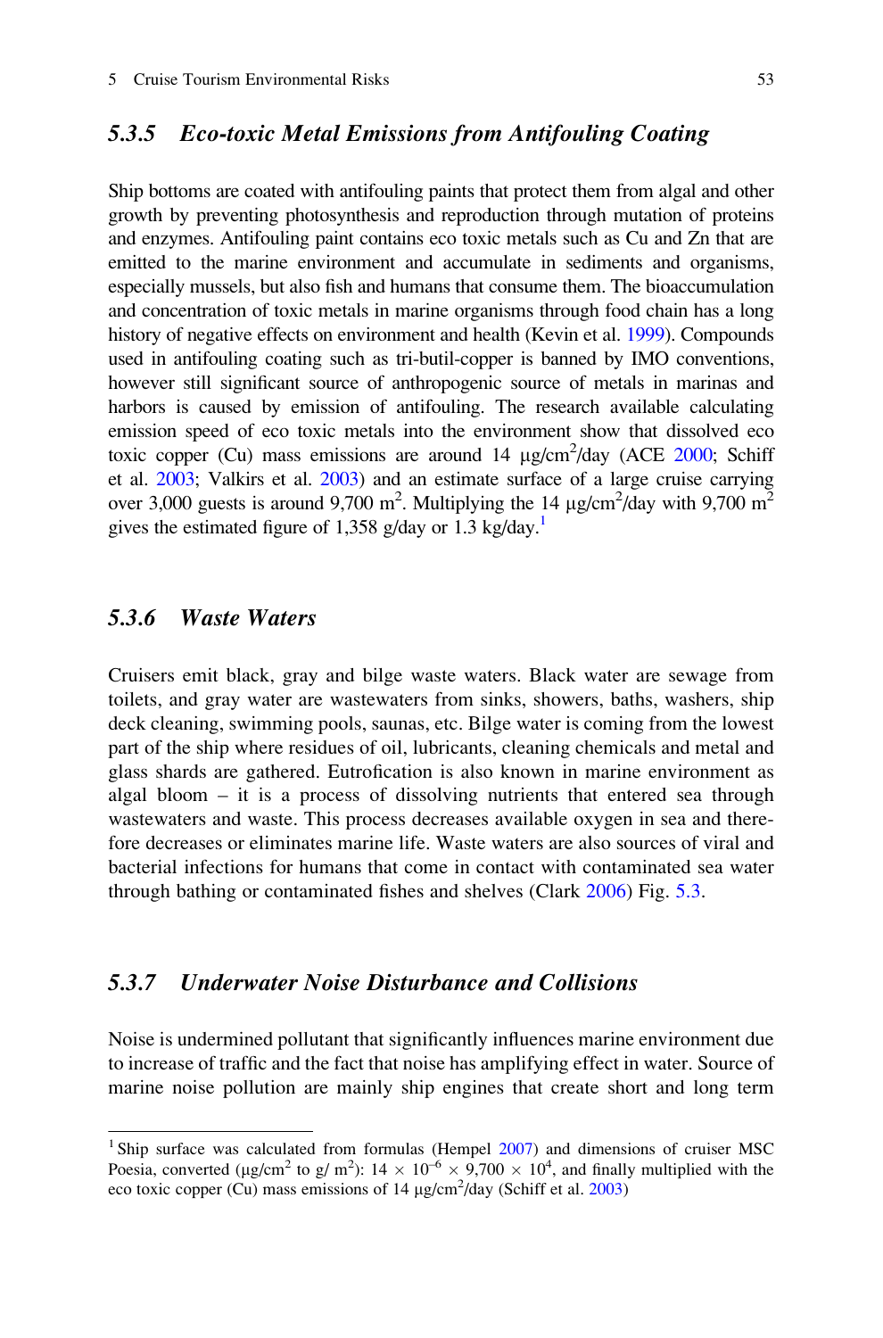### *5.3.5 Eco-toxic Metal Emissions from Antifouling Coating*

Ship bottoms are coated with antifouling paints that protect them from algal and other growth by preventing photosynthesis and reproduction through mutation of proteins and enzymes. Antifouling paint contains eco toxic metals such as Cu and Zn that are emitted to the marine environment and accumulate in sediments and organisms, especially mussels, but also fish and humans that consume them. The bioaccumulation and concentration of toxic metals in marine organisms through food chain has a long history of negative effects on environment and health (Kevin et al. 1999). Compounds used in antifouling coating such as tri-butil-copper is banned by IMO conventions, however still significant source of anthropogenic source of metals in marinas and harbors is caused by emission of antifouling. The research available calculating emission speed of eco toxic metals into the environment show that dissolved eco toxic copper (Cu) mass emissions are around 14 μg/cm$^2$/day (ACE 2000; Schiff et al. 2003; Valkirs et al. 2003) and an estimate surface of a large cruise carrying over 3,000 guests is around 9,700 m$^2$. Multiplying the 14 μg/cm$^2$/day with 9,700 m$^2$ gives the estimated figure of 1,358 g/day or 1.3 kg/day.[1]

### *5.3.6 Waste Waters*

Cruisers emit black, gray and bilge waste waters. Black water are sewage from toilets, and gray water are wastewaters from sinks, showers, baths, washers, ship deck cleaning, swimming pools, saunas, etc. Bilge water is coming from the lowest part of the ship where residues of oil, lubricants, cleaning chemicals and metal and glass shards are gathered. Eutrofication is also known in marine environment as algal bloom – it is a process of dissolving nutrients that entered sea through wastewaters and waste. This process decreases available oxygen in sea and therefore decreases or eliminates marine life. Waste waters are also sources of viral and bacterial infections for humans that come in contact with contaminated sea water through bathing or contaminated fishes and shelves (Clark 2006) Fig. 5.3.

### *5.3.7 Underwater Noise Disturbance and Collisions*

Noise is undermined pollutant that significantly influences marine environment due to increase of traffic and the fact that noise has amplifying effect in water. Source of marine noise pollution are mainly ship engines that create short and long term

---

[1] Ship surface was calculated from formulas (Hempel 2007) and dimensions of cruiser MSC Poesia, converted (μg/cm$^2$ to g/ m$^2$): $14 \times 10^{-6} \times 9{,}700 \times 10^{4}$, and finally multiplied with the eco toxic copper (Cu) mass emissions of 14 μg/cm$^2$/day (Schiff et al. 2003)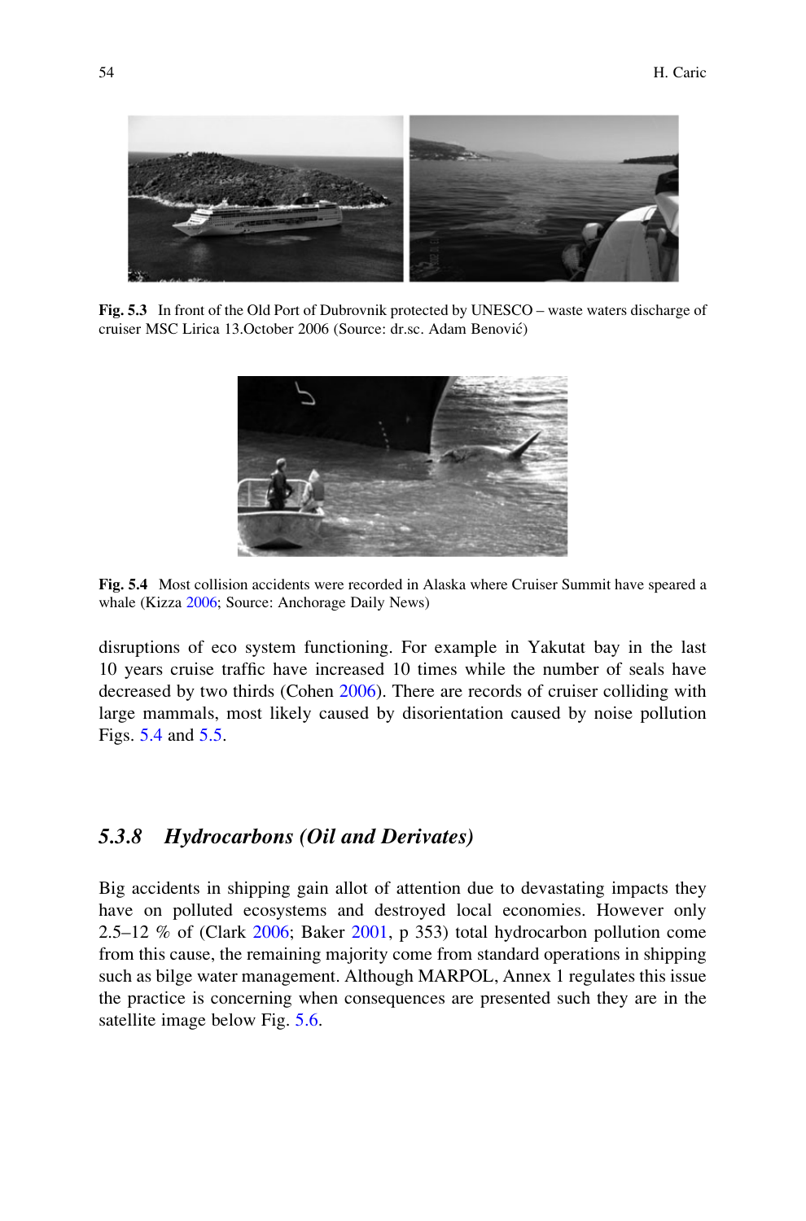**Fig. 5.3** In front of the Old Port of Dubrovnik protected by UNESCO – waste waters discharge of cruiser MSC Lirica 13.October 2006 (Source: dr.sc. Adam Benović)

**Fig. 5.4** Most collision accidents were recorded in Alaska where Cruiser Summit have speared a whale (Kizza 2006; Source: Anchorage Daily News)

disruptions of eco system functioning. For example in Yakutat bay in the last 10 years cruise traffic have increased 10 times while the number of seals have decreased by two thirds (Cohen 2006). There are records of cruiser colliding with large mammals, most likely caused by disorientation caused by noise pollution Figs. 5.4 and 5.5.

### *5.3.8 Hydrocarbons (Oil and Derivates)*

Big accidents in shipping gain allot of attention due to devastating impacts they have on polluted ecosystems and destroyed local economies. However only 2.5–12 % of (Clark 2006; Baker 2001, p 353) total hydrocarbon pollution come from this cause, the remaining majority come from standard operations in shipping such as bilge water management. Although MARPOL, Annex 1 regulates this issue the practice is concerning when consequences are presented such they are in the satellite image below Fig. 5.6.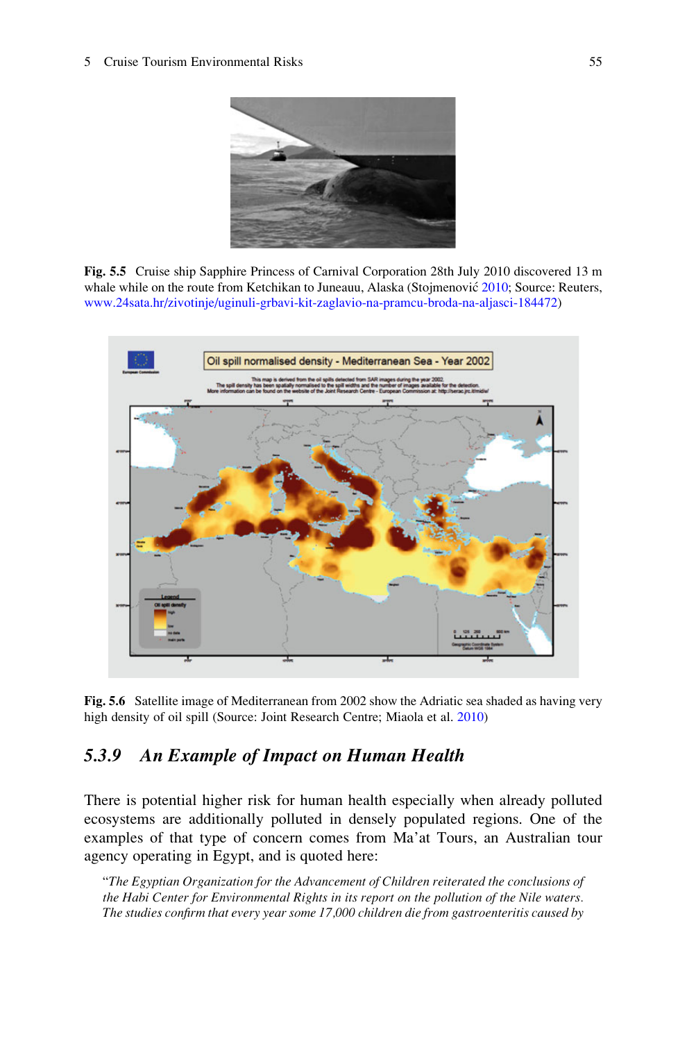**Fig. 5.5** Cruise ship Sapphire Princess of Carnival Corporation 28th July 2010 discovered 13 m whale while on the route from Ketchikan to Juneauu, Alaska (Stojmenović 2010; Source: Reuters, www.24sata.hr/zivotinje/uginuli-grbavi-kit-zaglavio-na-pramcu-broda-na-aljasci-184472)

**Fig. 5.6** Satellite image of Mediterranean from 2002 show the Adriatic sea shaded as having very high density of oil spill (Source: Joint Research Centre; Miaola et al. 2010)

### *5.3.9 An Example of Impact on Human Health*

There is potential higher risk for human health especially when already polluted ecosystems are additionally polluted in densely populated regions. One of the examples of that type of concern comes from Ma'at Tours, an Australian tour agency operating in Egypt, and is quoted here:

> "*The Egyptian Organization for the Advancement of Children reiterated the conclusions of the Habi Center for Environmental Rights in its report on the pollution of the Nile waters. The studies confirm that every year some 17,000 children die from gastroenteritis caused by*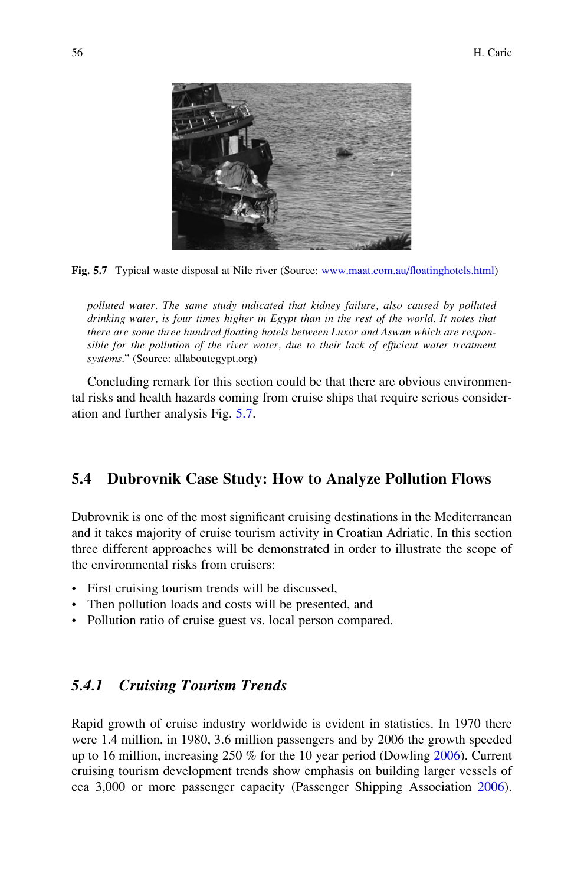Fig. 5.7 Typical waste disposal at Nile river (Source: www.maat.com.au/floatinghotels.html)

> *polluted water. The same study indicated that kidney failure, also caused by polluted drinking water, is four times higher in Egypt than in the rest of the world. It notes that there are some three hundred floating hotels between Luxor and Aswan which are responsible for the pollution of the river water, due to their lack of efficient water treatment systems*." (Source: allaboutegypt.org)

Concluding remark for this section could be that there are obvious environmental risks and health hazards coming from cruise ships that require serious consideration and further analysis Fig. 5.7.

## 5.4 Dubrovnik Case Study: How to Analyze Pollution Flows

Dubrovnik is one of the most significant cruising destinations in the Mediterranean and it takes majority of cruise tourism activity in Croatian Adriatic. In this section three different approaches will be demonstrated in order to illustrate the scope of the environmental risks from cruisers:

- First cruising tourism trends will be discussed,
- Then pollution loads and costs will be presented, and
- Pollution ratio of cruise guest vs. local person compared.

### *5.4.1 Cruising Tourism Trends*

Rapid growth of cruise industry worldwide is evident in statistics. In 1970 there were 1.4 million, in 1980, 3.6 million passengers and by 2006 the growth speeded up to 16 million, increasing 250 % for the 10 year period (Dowling 2006). Current cruising tourism development trends show emphasis on building larger vessels of cca 3,000 or more passenger capacity (Passenger Shipping Association 2006).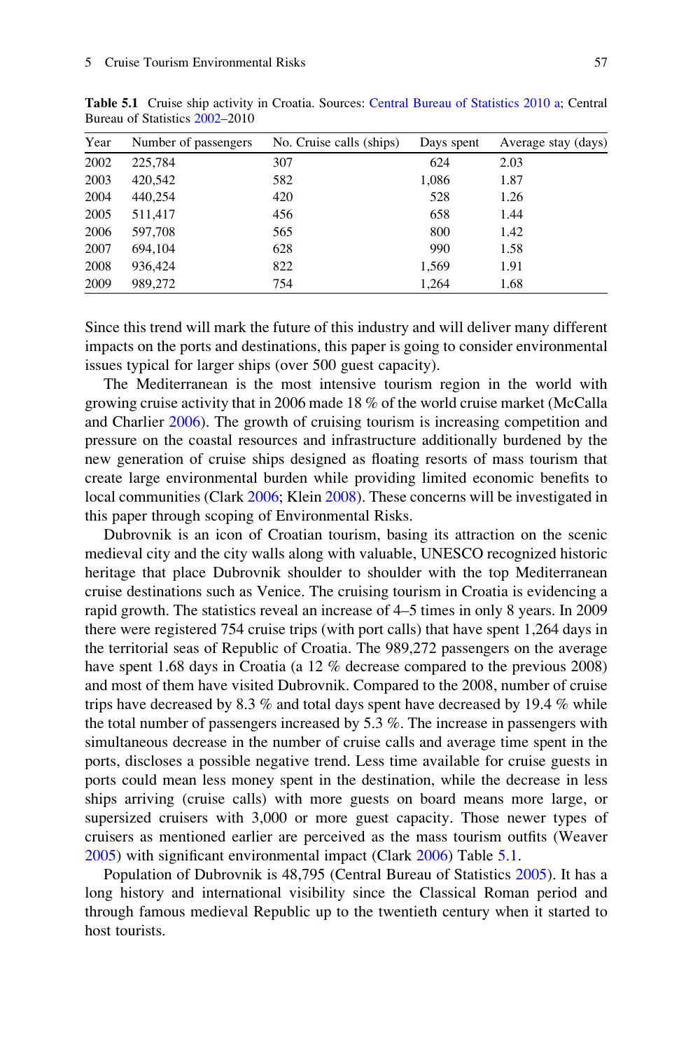**Table 5.1** Cruise ship activity in Croatia. Sources: Central Bureau of Statistics 2010 a; Central Bureau of Statistics 2002–2010

| Year | Number of passengers | No. Cruise calls (ships) | Days spent | Average stay (days) |
|---|---|---|---|---|
| 2002 | 225,784 | 307 | 624 | 2.03 |
| 2003 | 420,542 | 582 | 1,086 | 1.87 |
| 2004 | 440,254 | 420 | 528 | 1.26 |
| 2005 | 511,417 | 456 | 658 | 1.44 |
| 2006 | 597,708 | 565 | 800 | 1.42 |
| 2007 | 694,104 | 628 | 990 | 1.58 |
| 2008 | 936,424 | 822 | 1,569 | 1.91 |
| 2009 | 989,272 | 754 | 1,264 | 1.68 |

Since this trend will mark the future of this industry and will deliver many different impacts on the ports and destinations, this paper is going to consider environmental issues typical for larger ships (over 500 guest capacity).

The Mediterranean is the most intensive tourism region in the world with growing cruise activity that in 2006 made 18 % of the world cruise market (McCalla and Charlier 2006). The growth of cruising tourism is increasing competition and pressure on the coastal resources and infrastructure additionally burdened by the new generation of cruise ships designed as floating resorts of mass tourism that create large environmental burden while providing limited economic benefits to local communities (Clark 2006; Klein 2008). These concerns will be investigated in this paper through scoping of Environmental Risks.

Dubrovnik is an icon of Croatian tourism, basing its attraction on the scenic medieval city and the city walls along with valuable, UNESCO recognized historic heritage that place Dubrovnik shoulder to shoulder with the top Mediterranean cruise destinations such as Venice. The cruising tourism in Croatia is evidencing a rapid growth. The statistics reveal an increase of 4–5 times in only 8 years. In 2009 there were registered 754 cruise trips (with port calls) that have spent 1,264 days in the territorial seas of Republic of Croatia. The 989,272 passengers on the average have spent 1.68 days in Croatia (a 12 % decrease compared to the previous 2008) and most of them have visited Dubrovnik. Compared to the 2008, number of cruise trips have decreased by 8.3 % and total days spent have decreased by 19.4 % while the total number of passengers increased by 5.3 %. The increase in passengers with simultaneous decrease in the number of cruise calls and average time spent in the ports, discloses a possible negative trend. Less time available for cruise guests in ports could mean less money spent in the destination, while the decrease in less ships arriving (cruise calls) with more guests on board means more large, or supersized cruisers with 3,000 or more guest capacity. Those newer types of cruisers as mentioned earlier are perceived as the mass tourism outfits (Weaver 2005) with significant environmental impact (Clark 2006) Table 5.1.

Population of Dubrovnik is 48,795 (Central Bureau of Statistics 2005). It has a long history and international visibility since the Classical Roman period and through famous medieval Republic up to the twentieth century when it started to host tourists.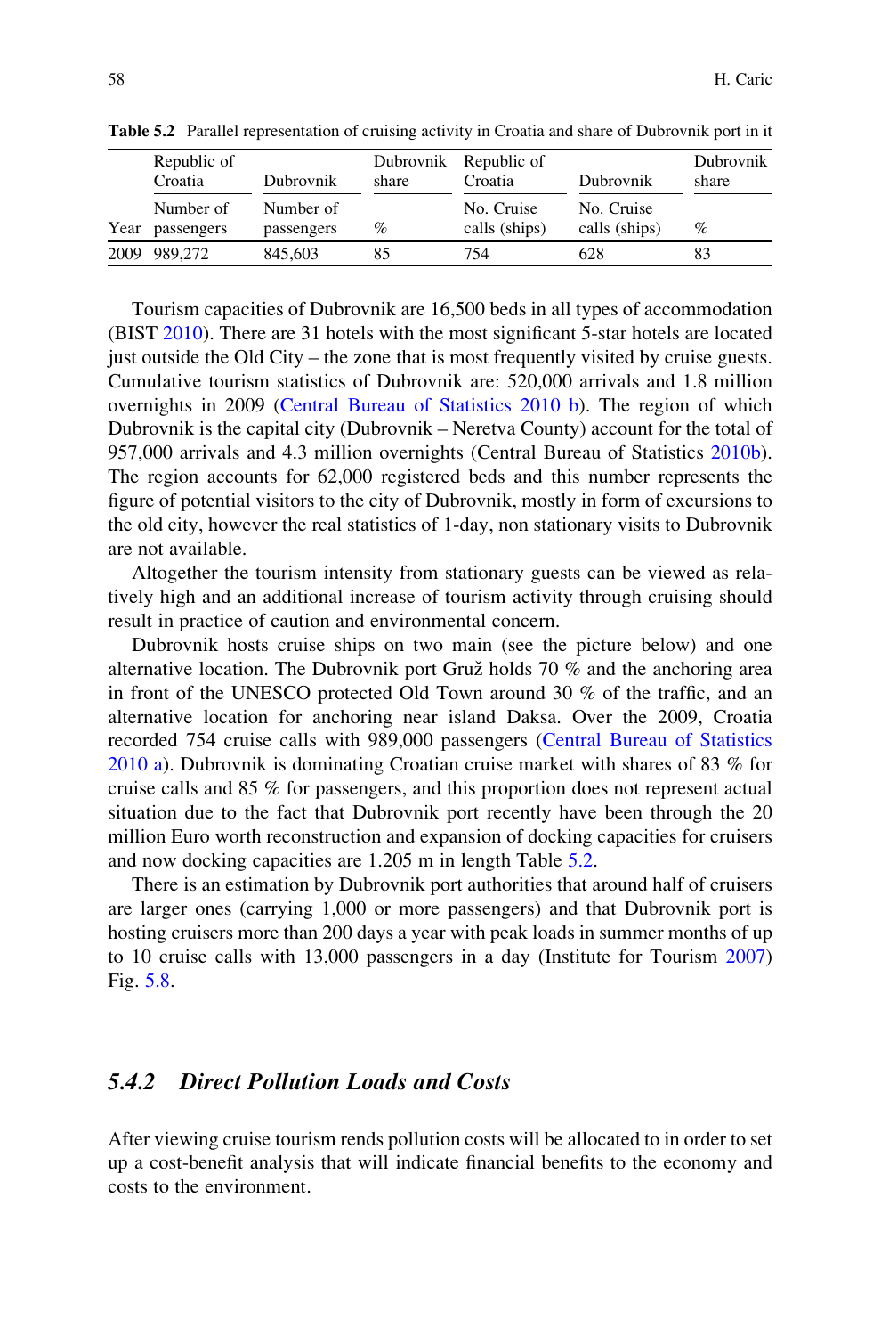Table 5.2 Parallel representation of cruising activity in Croatia and share of Dubrovnik port in it

| | Republic of Croatia | Dubrovnik | Dubrovnik share | Republic of Croatia | Dubrovnik | Dubrovnik share |
|---|---|---|---|---|---|---|
| Year | Number of passengers | Number of passengers | % | No. Cruise calls (ships) | No. Cruise calls (ships) | % |
| 2009 | 989,272 | 845,603 | 85 | 754 | 628 | 83 |

Tourism capacities of Dubrovnik are 16,500 beds in all types of accommodation (BIST 2010). There are 31 hotels with the most significant 5-star hotels are located just outside the Old City – the zone that is most frequently visited by cruise guests. Cumulative tourism statistics of Dubrovnik are: 520,000 arrivals and 1.8 million overnights in 2009 (Central Bureau of Statistics 2010 b). The region of which Dubrovnik is the capital city (Dubrovnik – Neretva County) account for the total of 957,000 arrivals and 4.3 million overnights (Central Bureau of Statistics 2010b). The region accounts for 62,000 registered beds and this number represents the figure of potential visitors to the city of Dubrovnik, mostly in form of excursions to the old city, however the real statistics of 1-day, non stationary visits to Dubrovnik are not available.

Altogether the tourism intensity from stationary guests can be viewed as relatively high and an additional increase of tourism activity through cruising should result in practice of caution and environmental concern.

Dubrovnik hosts cruise ships on two main (see the picture below) and one alternative location. The Dubrovnik port Gruž holds 70 % and the anchoring area in front of the UNESCO protected Old Town around 30 % of the traffic, and an alternative location for anchoring near island Daksa. Over the 2009, Croatia recorded 754 cruise calls with 989,000 passengers (Central Bureau of Statistics 2010 a). Dubrovnik is dominating Croatian cruise market with shares of 83 % for cruise calls and 85 % for passengers, and this proportion does not represent actual situation due to the fact that Dubrovnik port recently have been through the 20 million Euro worth reconstruction and expansion of docking capacities for cruisers and now docking capacities are 1.205 m in length Table 5.2.

There is an estimation by Dubrovnik port authorities that around half of cruisers are larger ones (carrying 1,000 or more passengers) and that Dubrovnik port is hosting cruisers more than 200 days a year with peak loads in summer months of up to 10 cruise calls with 13,000 passengers in a day (Institute for Tourism 2007) Fig. 5.8.

### 5.4.2 *Direct Pollution Loads and Costs*

After viewing cruise tourism rends pollution costs will be allocated to in order to set up a cost-benefit analysis that will indicate financial benefits to the economy and costs to the environment.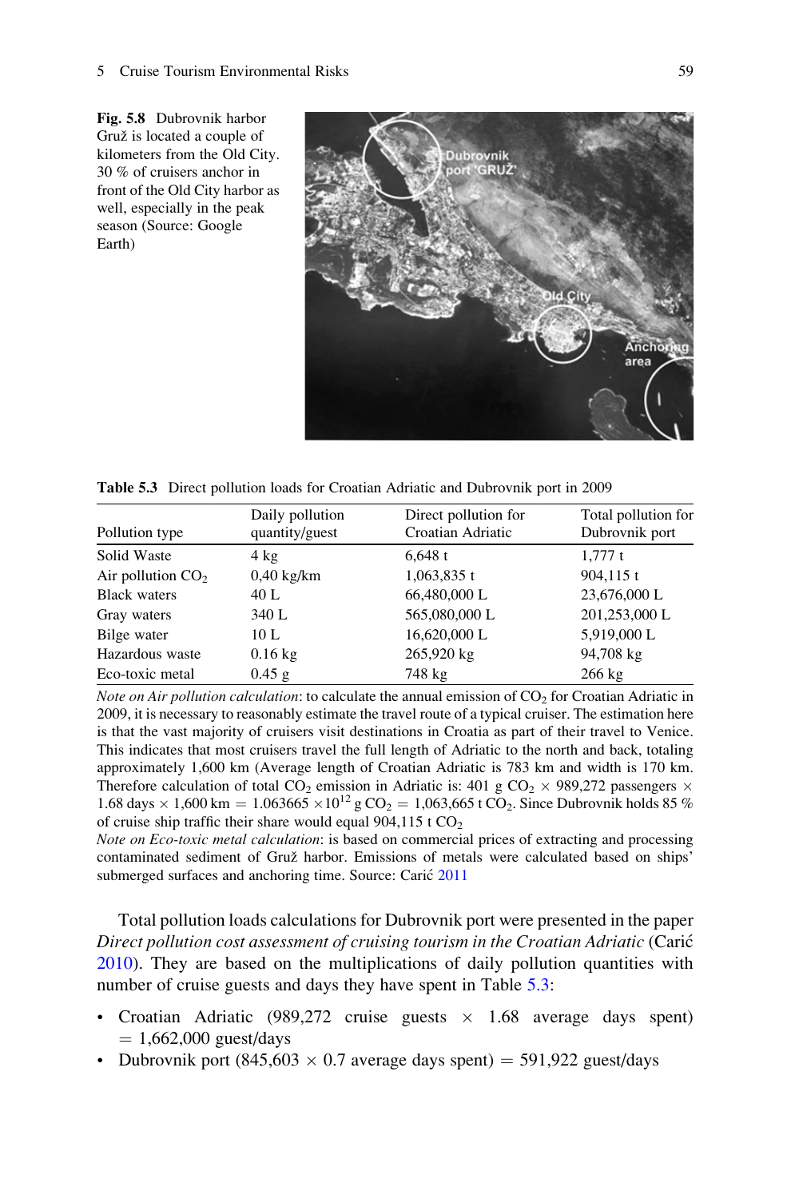**Fig. 5.8** Dubrovnik harbor Gruž is located a couple of kilometers from the Old City. 30 % of cruisers anchor in front of the Old City harbor as well, especially in the peak season (Source: Google Earth)

**Table 5.3** Direct pollution loads for Croatian Adriatic and Dubrovnik port in 2009

| Pollution type | Daily pollution quantity/guest | Direct pollution for Croatian Adriatic | Total pollution for Dubrovnik port |
|---|---|---|---|
| Solid Waste | 4 kg | 6,648 t | 1,777 t |
| Air pollution $CO_2$ | 0,40 kg/km | 1,063,835 t | 904,115 t |
| Black waters | 40 L | 66,480,000 L | 23,676,000 L |
| Gray waters | 340 L | 565,080,000 L | 201,253,000 L |
| Bilge water | 10 L | 16,620,000 L | 5,919,000 L |
| Hazardous waste | 0.16 kg | 265,920 kg | 94,708 kg |
| Eco-toxic metal | 0.45 g | 748 kg | 266 kg |

*Note on Air pollution calculation*: to calculate the annual emission of $CO_2$ for Croatian Adriatic in 2009, it is necessary to reasonably estimate the travel route of a typical cruiser. The estimation here is that the vast majority of cruisers visit destinations in Croatia as part of their travel to Venice. This indicates that most cruisers travel the full length of Adriatic to the north and back, totaling approximately 1,600 km (Average length of Croatian Adriatic is 783 km and width is 170 km. Therefore calculation of total $CO_2$ emission in Adriatic is: 401 g $CO_2$ $\times$ 989,272 passengers $\times$ 1.68 days $\times$ 1,600 km $= 1.063665 \times 10^{12}$ g $CO_2$ = 1,063,665 t $CO_2$. Since Dubrovnik holds 85 % of cruise ship traffic their share would equal 904,115 t $CO_2$

*Note on Eco-toxic metal calculation*: is based on commercial prices of extracting and processing contaminated sediment of Gruž harbor. Emissions of metals were calculated based on ships' submerged surfaces and anchoring time. Source: Carić 2011

Total pollution loads calculations for Dubrovnik port were presented in the paper *Direct pollution cost assessment of cruising tourism in the Croatian Adriatic* (Carić 2010). They are based on the multiplications of daily pollution quantities with number of cruise guests and days they have spent in Table 5.3:

- Croatian Adriatic (989,272 cruise guests $\times$ 1.68 average days spent) = 1,662,000 guest/days
- Dubrovnik port (845,603 $\times$ 0.7 average days spent) = 591,922 guest/days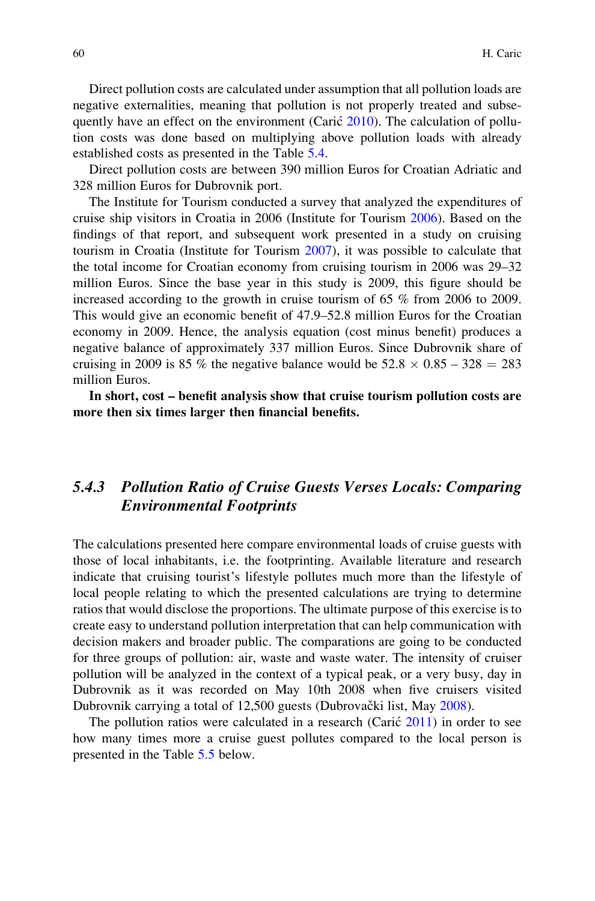Direct pollution costs are calculated under assumption that all pollution loads are negative externalities, meaning that pollution is not properly treated and subsequently have an effect on the environment (Carić 2010). The calculation of pollution costs was done based on multiplying above pollution loads with already established costs as presented in the Table 5.4.

Direct pollution costs are between 390 million Euros for Croatian Adriatic and 328 million Euros for Dubrovnik port.

The Institute for Tourism conducted a survey that analyzed the expenditures of cruise ship visitors in Croatia in 2006 (Institute for Tourism 2006). Based on the findings of that report, and subsequent work presented in a study on cruising tourism in Croatia (Institute for Tourism 2007), it was possible to calculate that the total income for Croatian economy from cruising tourism in 2006 was 29–32 million Euros. Since the base year in this study is 2009, this figure should be increased according to the growth in cruise tourism of 65 % from 2006 to 2009. This would give an economic benefit of 47.9–52.8 million Euros for the Croatian economy in 2009. Hence, the analysis equation (cost minus benefit) produces a negative balance of approximately 337 million Euros. Since Dubrovnik share of cruising in 2009 is 85 % the negative balance would be $52.8 \times 0.85 - 328 = 283$ million Euros.

**In short, cost – benefit analysis show that cruise tourism pollution costs are more then six times larger then financial benefits.**

### 5.4.3 *Pollution Ratio of Cruise Guests Verses Locals: Comparing Environmental Footprints*

The calculations presented here compare environmental loads of cruise guests with those of local inhabitants, i.e. the footprinting. Available literature and research indicate that cruising tourist's lifestyle pollutes much more than the lifestyle of local people relating to which the presented calculations are trying to determine ratios that would disclose the proportions. The ultimate purpose of this exercise is to create easy to understand pollution interpretation that can help communication with decision makers and broader public. The comparations are going to be conducted for three groups of pollution: air, waste and waste water. The intensity of cruiser pollution will be analyzed in the context of a typical peak, or a very busy, day in Dubrovnik as it was recorded on May 10th 2008 when five cruisers visited Dubrovnik carrying a total of 12,500 guests (Dubrovački list, May 2008).

The pollution ratios were calculated in a research (Carić 2011) in order to see how many times more a cruise guest pollutes compared to the local person is presented in the Table 5.5 below.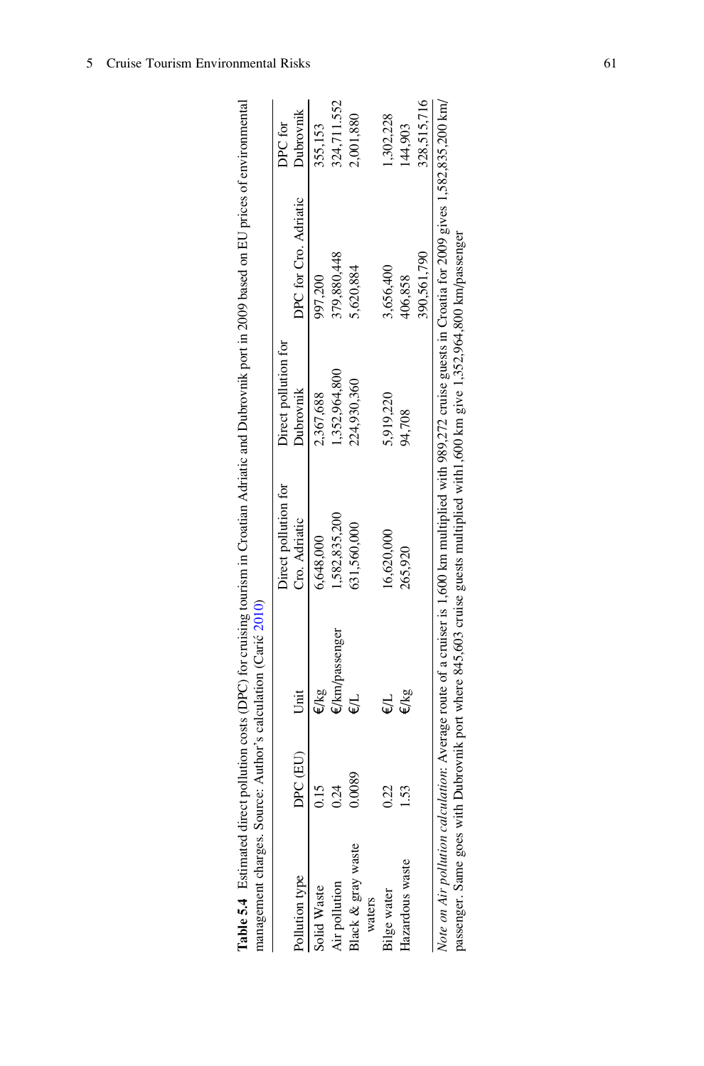**Table 5.4** Estimated direct pollution costs (DPC) for cruising tourism in Croatian Adriatic and Dubrovnik port in 2009 based on EU prices of environmental management charges. Source: Author's calculation (Carić 2010)

| Pollution type | DPC (EU) | Unit | Direct pollution for Cro. Adriatic | Direct pollution for Dubrovnik | DPC for Cro. Adriatic | DPC for Dubrovnik |
|---|---|---|---|---|---|---|
| Solid Waste | 0.15 | €/kg | 6,648,000 | 2,367,688 | 997,200 | 355,153 |
| Air pollution | 0.24 | €/km/passenger | 1,582,835,200 | 1,352,964,800 | 379,880,448 | 324,711.552 |
| Black & gray waste waters | 0.0089 | €/L | 631,560,000 | 224,930,360 | 5,620,884 | 2,001,880 |
| Bilge water | 0.22 | €/L | 16,620,000 | 5,919,220 | 3,656,400 | 1,302,228 |
| Hazardous waste | 1.53 | €/kg | 265,920 | 94,708 | 406,858 | 144,903 |
| | | | | | 390,561,790 | 328,515,716 |

*Note on Air pollution calculation*: Average route of a cruiser is 1,600 km multiplied with 989,272 cruise guests in Croatia for 2009 gives 1,582,835,200 km/passenger. Same goes with Dubrovnik port where 845,603 cruise guests multiplied with1,600 km give 1,352,964,800 km/passenger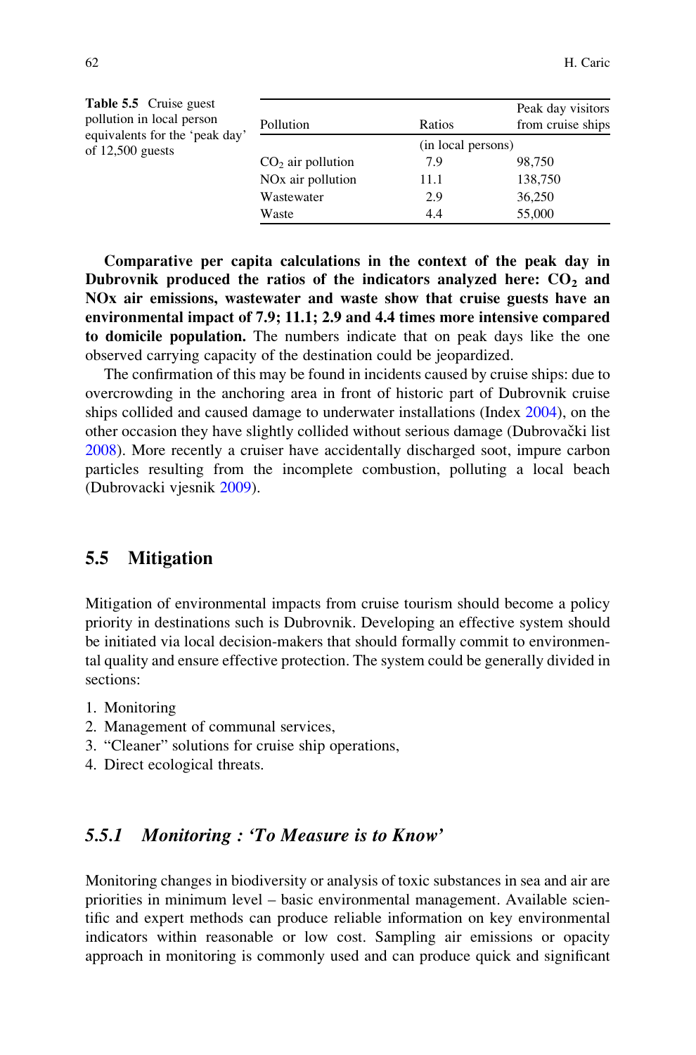**Table 5.5** Cruise guest pollution in local person equivalents for the 'peak day' of 12,500 guests

| Pollution | Ratios | Peak day visitors from cruise ships |
|---|---|---|
| | (in local persons) | |
| $CO_2$ air pollution | 7.9 | 98,750 |
| NOx air pollution | 11.1 | 138,750 |
| Wastewater | 2.9 | 36,250 |
| Waste | 4.4 | 55,000 |

**Comparative per capita calculations in the context of the peak day in Dubrovnik produced the ratios of the indicators analyzed here: $CO_2$ and NOx air emissions, wastewater and waste show that cruise guests have an environmental impact of 7.9; 11.1; 2.9 and 4.4 times more intensive compared to domicile population.** The numbers indicate that on peak days like the one observed carrying capacity of the destination could be jeopardized.

The confirmation of this may be found in incidents caused by cruise ships: due to overcrowding in the anchoring area in front of historic part of Dubrovnik cruise ships collided and caused damage to underwater installations (Index 2004), on the other occasion they have slightly collided without serious damage (Dubrovački list 2008). More recently a cruiser have accidentally discharged soot, impure carbon particles resulting from the incomplete combustion, polluting a local beach (Dubrovacki vjesnik 2009).

## 5.5 Mitigation

Mitigation of environmental impacts from cruise tourism should become a policy priority in destinations such is Dubrovnik. Developing an effective system should be initiated via local decision-makers that should formally commit to environmental quality and ensure effective protection. The system could be generally divided in sections:

1. Monitoring
2. Management of communal services,
3. "Cleaner" solutions for cruise ship operations,
4. Direct ecological threats.

### *5.5.1 Monitoring : 'To Measure is to Know'*

Monitoring changes in biodiversity or analysis of toxic substances in sea and air are priorities in minimum level – basic environmental management. Available scientific and expert methods can produce reliable information on key environmental indicators within reasonable or low cost. Sampling air emissions or opacity approach in monitoring is commonly used and can produce quick and significant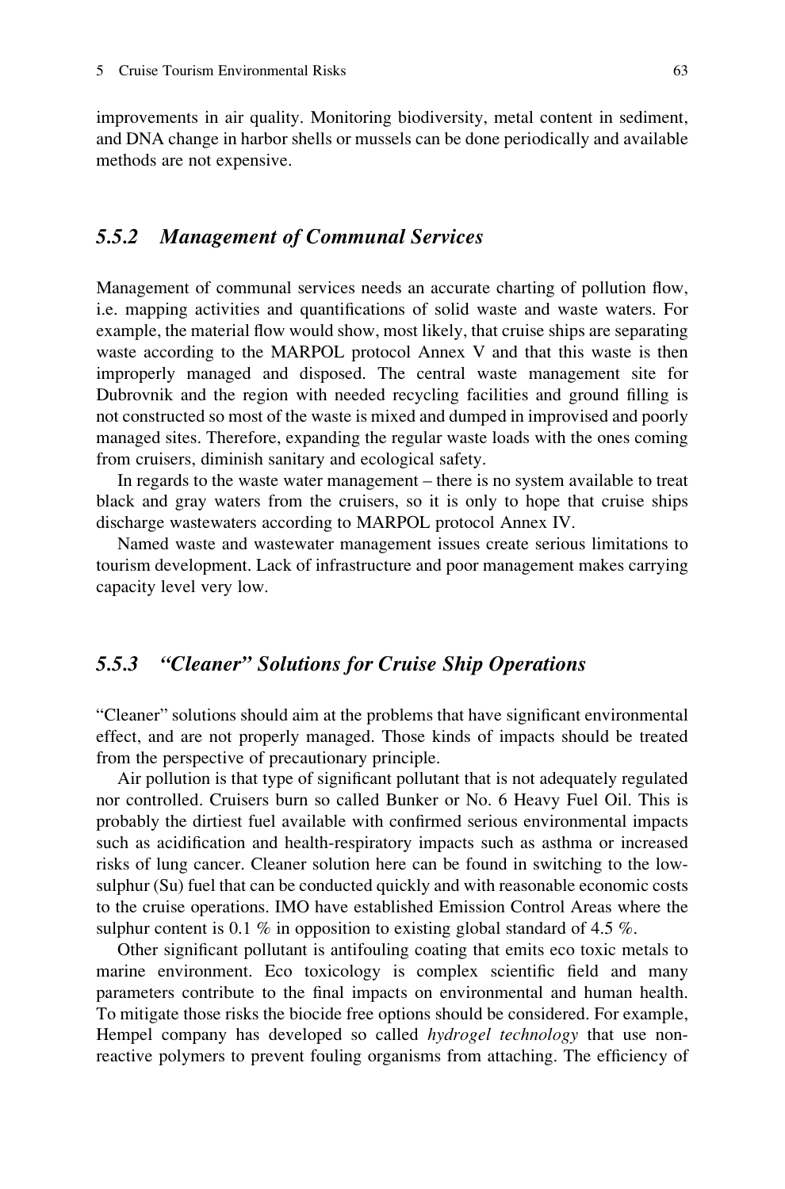improvements in air quality. Monitoring biodiversity, metal content in sediment, and DNA change in harbor shells or mussels can be done periodically and available methods are not expensive.

### *5.5.2 Management of Communal Services*

Management of communal services needs an accurate charting of pollution flow, i.e. mapping activities and quantifications of solid waste and waste waters. For example, the material flow would show, most likely, that cruise ships are separating waste according to the MARPOL protocol Annex V and that this waste is then improperly managed and disposed. The central waste management site for Dubrovnik and the region with needed recycling facilities and ground filling is not constructed so most of the waste is mixed and dumped in improvised and poorly managed sites. Therefore, expanding the regular waste loads with the ones coming from cruisers, diminish sanitary and ecological safety.

In regards to the waste water management – there is no system available to treat black and gray waters from the cruisers, so it is only to hope that cruise ships discharge wastewaters according to MARPOL protocol Annex IV.

Named waste and wastewater management issues create serious limitations to tourism development. Lack of infrastructure and poor management makes carrying capacity level very low.

### *5.5.3 "Cleaner" Solutions for Cruise Ship Operations*

"Cleaner" solutions should aim at the problems that have significant environmental effect, and are not properly managed. Those kinds of impacts should be treated from the perspective of precautionary principle.

Air pollution is that type of significant pollutant that is not adequately regulated nor controlled. Cruisers burn so called Bunker or No. 6 Heavy Fuel Oil. This is probably the dirtiest fuel available with confirmed serious environmental impacts such as acidification and health-respiratory impacts such as asthma or increased risks of lung cancer. Cleaner solution here can be found in switching to the low-sulphur (Su) fuel that can be conducted quickly and with reasonable economic costs to the cruise operations. IMO have established Emission Control Areas where the sulphur content is 0.1 % in opposition to existing global standard of 4.5 %.

Other significant pollutant is antifouling coating that emits eco toxic metals to marine environment. Eco toxicology is complex scientific field and many parameters contribute to the final impacts on environmental and human health. To mitigate those risks the biocide free options should be considered. For example, Hempel company has developed so called *hydrogel technology* that use non-reactive polymers to prevent fouling organisms from attaching. The efficiency of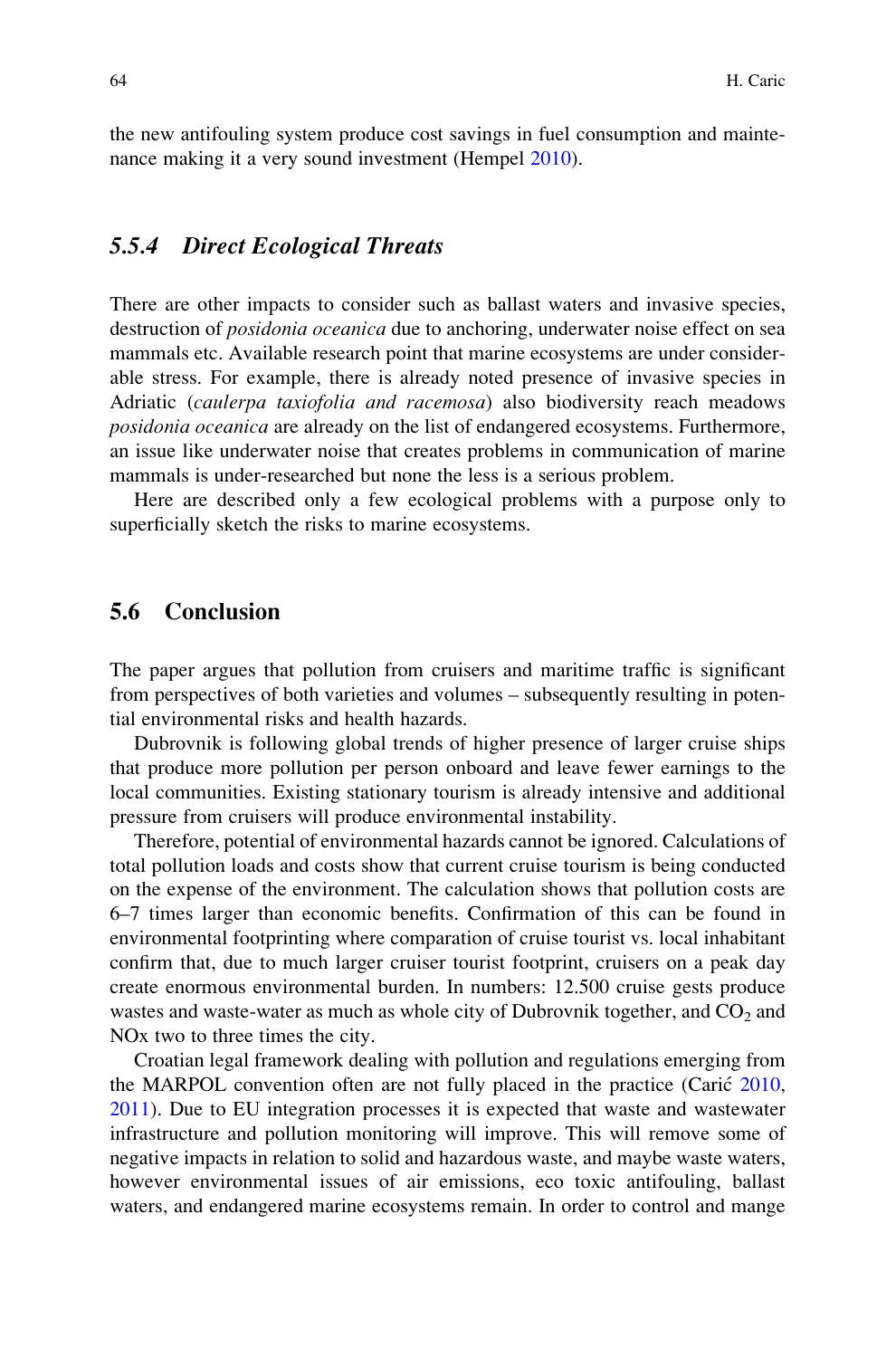the new antifouling system produce cost savings in fuel consumption and maintenance making it a very sound investment (Hempel 2010).

### 5.5.4 *Direct Ecological Threats*

There are other impacts to consider such as ballast waters and invasive species, destruction of *posidonia oceanica* due to anchoring, underwater noise effect on sea mammals etc. Available research point that marine ecosystems are under considerable stress. For example, there is already noted presence of invasive species in Adriatic (*caulerpa taxiofolia and racemosa*) also biodiversity reach meadows *posidonia oceanica* are already on the list of endangered ecosystems. Furthermore, an issue like underwater noise that creates problems in communication of marine mammals is under-researched but none the less is a serious problem.

Here are described only a few ecological problems with a purpose only to superficially sketch the risks to marine ecosystems.

## 5.6 Conclusion

The paper argues that pollution from cruisers and maritime traffic is significant from perspectives of both varieties and volumes – subsequently resulting in potential environmental risks and health hazards.

Dubrovnik is following global trends of higher presence of larger cruise ships that produce more pollution per person onboard and leave fewer earnings to the local communities. Existing stationary tourism is already intensive and additional pressure from cruisers will produce environmental instability.

Therefore, potential of environmental hazards cannot be ignored. Calculations of total pollution loads and costs show that current cruise tourism is being conducted on the expense of the environment. The calculation shows that pollution costs are 6–7 times larger than economic benefits. Confirmation of this can be found in environmental footprinting where comparation of cruise tourist vs. local inhabitant confirm that, due to much larger cruiser tourist footprint, cruisers on a peak day create enormous environmental burden. In numbers: 12.500 cruise gests produce wastes and waste-water as much as whole city of Dubrovnik together, and $CO_2$ and NOx two to three times the city.

Croatian legal framework dealing with pollution and regulations emerging from the MARPOL convention often are not fully placed in the practice (Carić 2010, 2011). Due to EU integration processes it is expected that waste and wastewater infrastructure and pollution monitoring will improve. This will remove some of negative impacts in relation to solid and hazardous waste, and maybe waste waters, however environmental issues of air emissions, eco toxic antifouling, ballast waters, and endangered marine ecosystems remain. In order to control and mange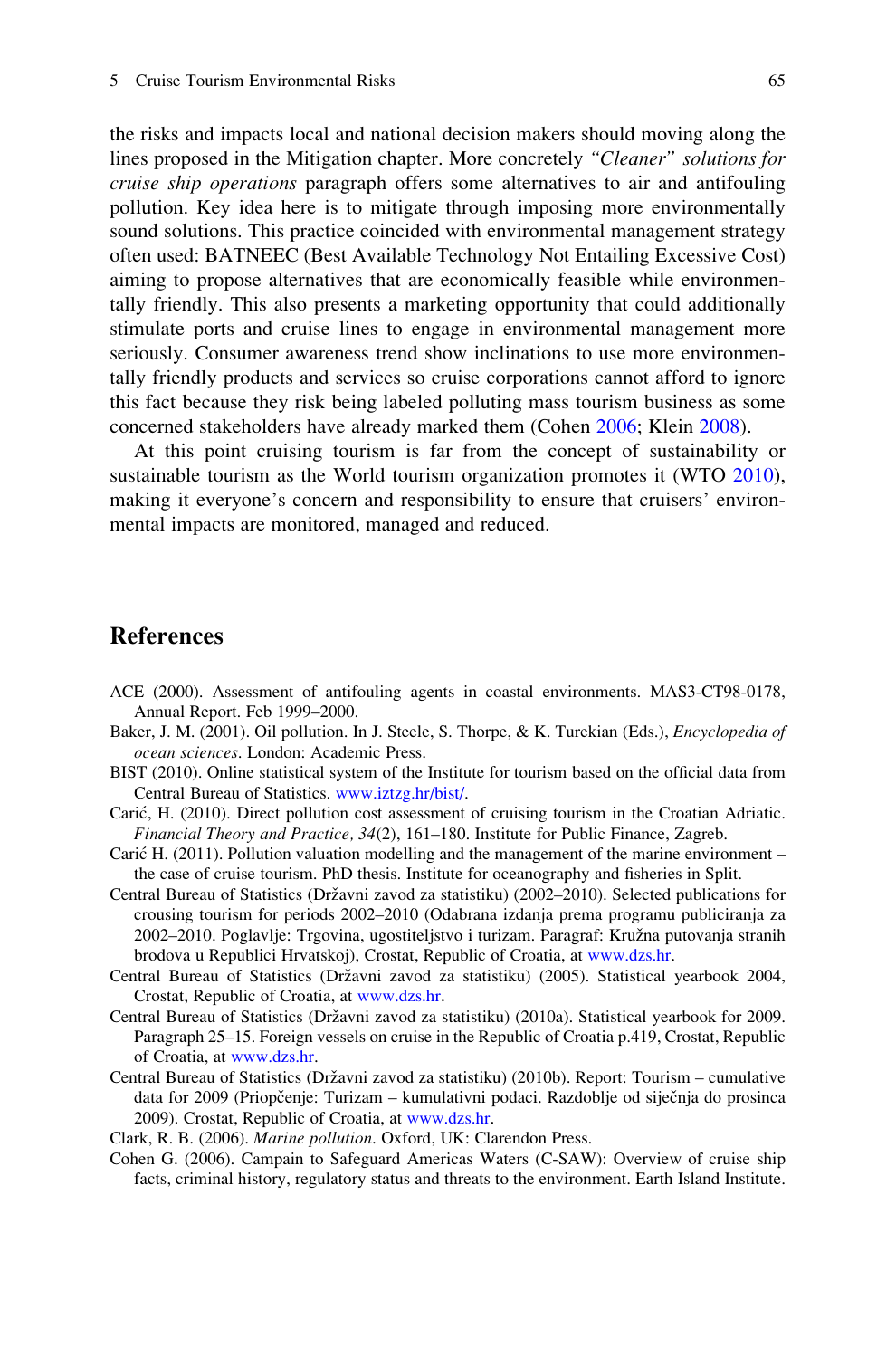the risks and impacts local and national decision makers should moving along the lines proposed in the Mitigation chapter. More concretely *"Cleaner" solutions for cruise ship operations* paragraph offers some alternatives to air and antifouling pollution. Key idea here is to mitigate through imposing more environmentally sound solutions. This practice coincided with environmental management strategy often used: BATNEEC (Best Available Technology Not Entailing Excessive Cost) aiming to propose alternatives that are economically feasible while environmentally friendly. This also presents a marketing opportunity that could additionally stimulate ports and cruise lines to engage in environmental management more seriously. Consumer awareness trend show inclinations to use more environmentally friendly products and services so cruise corporations cannot afford to ignore this fact because they risk being labeled polluting mass tourism business as some concerned stakeholders have already marked them (Cohen 2006; Klein 2008).

At this point cruising tourism is far from the concept of sustainability or sustainable tourism as the World tourism organization promotes it (WTO 2010), making it everyone's concern and responsibility to ensure that cruisers' environmental impacts are monitored, managed and reduced.

## References

ACE (2000). Assessment of antifouling agents in coastal environments. MAS3-CT98-0178, Annual Report. Feb 1999–2000.

Baker, J. M. (2001). Oil pollution. In J. Steele, S. Thorpe, & K. Turekian (Eds.), *Encyclopedia of ocean sciences*. London: Academic Press.

BIST (2010). Online statistical system of the Institute for tourism based on the official data from Central Bureau of Statistics. www.iztzg.hr/bist/.

Carić, H. (2010). Direct pollution cost assessment of cruising tourism in the Croatian Adriatic. *Financial Theory and Practice, 34*(2), 161–180. Institute for Public Finance, Zagreb.

Carić H. (2011). Pollution valuation modelling and the management of the marine environment – the case of cruise tourism. PhD thesis. Institute for oceanography and fisheries in Split.

Central Bureau of Statistics (Državni zavod za statistiku) (2002–2010). Selected publications for crousing tourism for periods 2002–2010 (Odabrana izdanja prema programu publiciranja za 2002–2010. Poglavlje: Trgovina, ugostiteljstvo i turizam. Paragraf: Kružna putovanja stranih brodova u Republici Hrvatskoj), Crostat, Republic of Croatia, at www.dzs.hr.

Central Bureau of Statistics (Državni zavod za statistiku) (2005). Statistical yearbook 2004, Crostat, Republic of Croatia, at www.dzs.hr.

Central Bureau of Statistics (Državni zavod za statistiku) (2010a). Statistical yearbook for 2009. Paragraph 25–15. Foreign vessels on cruise in the Republic of Croatia p.419, Crostat, Republic of Croatia, at www.dzs.hr.

Central Bureau of Statistics (Državni zavod za statistiku) (2010b). Report: Tourism – cumulative data for 2009 (Priopčenje: Turizam – kumulativni podaci. Razdoblje od siječnja do prosinca 2009). Crostat, Republic of Croatia, at www.dzs.hr.

Clark, R. B. (2006). *Marine pollution*. Oxford, UK: Clarendon Press.

Cohen G. (2006). Campain to Safeguard Americas Waters (C-SAW): Overview of cruise ship facts, criminal history, regulatory status and threats to the environment. Earth Island Institute.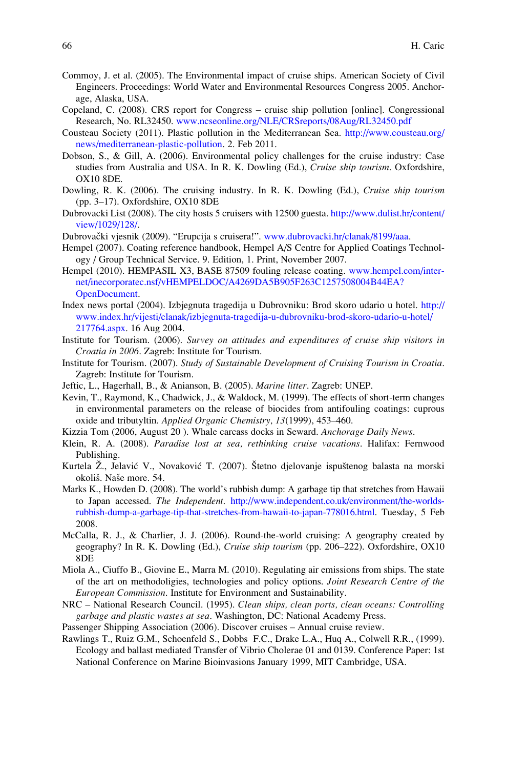Commoy, J. et al. (2005). The Environmental impact of cruise ships. American Society of Civil Engineers. Proceedings: World Water and Environmental Resources Congress 2005. Anchorage, Alaska, USA.

Copeland, C. (2008). CRS report for Congress – cruise ship pollution [online]. Congressional Research, No. RL32450. www.ncseonline.org/NLE/CRSreports/08Aug/RL32450.pdf

Cousteau Society (2011). Plastic pollution in the Mediterranean Sea. http://www.cousteau.org/news/mediterranean-plastic-pollution. 2. Feb 2011.

Dobson, S., & Gill, A. (2006). Environmental policy challenges for the cruise industry: Case studies from Australia and USA. In R. K. Dowling (Ed.), *Cruise ship tourism*. Oxfordshire, OX10 8DE.

Dowling, R. K. (2006). The cruising industry. In R. K. Dowling (Ed.), *Cruise ship tourism* (pp. 3–17). Oxfordshire, OX10 8DE

Dubrovacki List (2008). The city hosts 5 cruisers with 12500 guesta. http://www.dulist.hr/content/view/1029/128/.

Dubrovački vjesnik (2009). "Erupcija s cruisera!". www.dubrovacki.hr/clanak/8199/aaa.

Hempel (2007). Coating reference handbook, Hempel A/S Centre for Applied Coatings Technology / Group Technical Service. 9. Edition, 1. Print, November 2007.

Hempel (2010). HEMPASIL X3, BASE 87509 fouling release coating. www.hempel.com/internet/inecorporatec.nsf/vHEMPELDOC/A4269DA5B905F263C1257508004B44EA?OpenDocument.

Index news portal (2004). Izbjegnuta tragedija u Dubrovniku: Brod skoro udario u hotel. http://www.index.hr/vijesti/clanak/izbjegnuta-tragedija-u-dubrovniku-brod-skoro-udario-u-hotel/217764.aspx. 16 Aug 2004.

Institute for Tourism. (2006). *Survey on attitudes and expenditures of cruise ship visitors in Croatia in 2006*. Zagreb: Institute for Tourism.

Institute for Tourism. (2007). *Study of Sustainable Development of Cruising Tourism in Croatia*. Zagreb: Institute for Tourism.

Jeftic, L., Hagerhall, B., & Anianson, B. (2005). *Marine litter*. Zagreb: UNEP.

Kevin, T., Raymond, K., Chadwick, J., & Waldock, M. (1999). The effects of short-term changes in environmental parameters on the release of biocides from antifouling coatings: cuprous oxide and tributyltin. *Applied Organic Chemistry, 13*(1999), 453–460.

Kizzia Tom (2006, August 20 ). Whale carcass docks in Seward. *Anchorage Daily News*.

Klein, R. A. (2008). *Paradise lost at sea, rethinking cruise vacations*. Halifax: Fernwood Publishing.

Kurtela Ž., Jelavić V., Novaković T. (2007). Štetno djelovanje ispuštenog balasta na morski okoliš. Naše more. 54.

Marks K., Howden D. (2008). The world's rubbish dump: A garbage tip that stretches from Hawaii to Japan accessed. *The Independent*. http://www.independent.co.uk/environment/the-worlds-rubbish-dump-a-garbage-tip-that-stretches-from-hawaii-to-japan-778016.html. Tuesday, 5 Feb 2008.

McCalla, R. J., & Charlier, J. J. (2006). Round-the-world cruising: A geography created by geography? In R. K. Dowling (Ed.), *Cruise ship tourism* (pp. 206–222). Oxfordshire, OX10 8DE

Miola A., Ciuffo B., Giovine E., Marra M. (2010). Regulating air emissions from ships. The state of the art on methodoligies, technologies and policy options. *Joint Research Centre of the European Commission*. Institute for Environment and Sustainability.

NRC – National Research Council. (1995). *Clean ships, clean ports, clean oceans: Controlling garbage and plastic wastes at sea*. Washington, DC: National Academy Press.

Passenger Shipping Association (2006). Discover cruises – Annual cruise review.

Rawlings T., Ruiz G.M., Schoenfeld S., Dobbs F.C., Drake L.A., Huq A., Colwell R.R., (1999). Ecology and ballast mediated Transfer of Vibrio Cholerae 01 and 0139. Conference Paper: 1st National Conference on Marine Bioinvasions January 1999, MIT Cambridge, USA.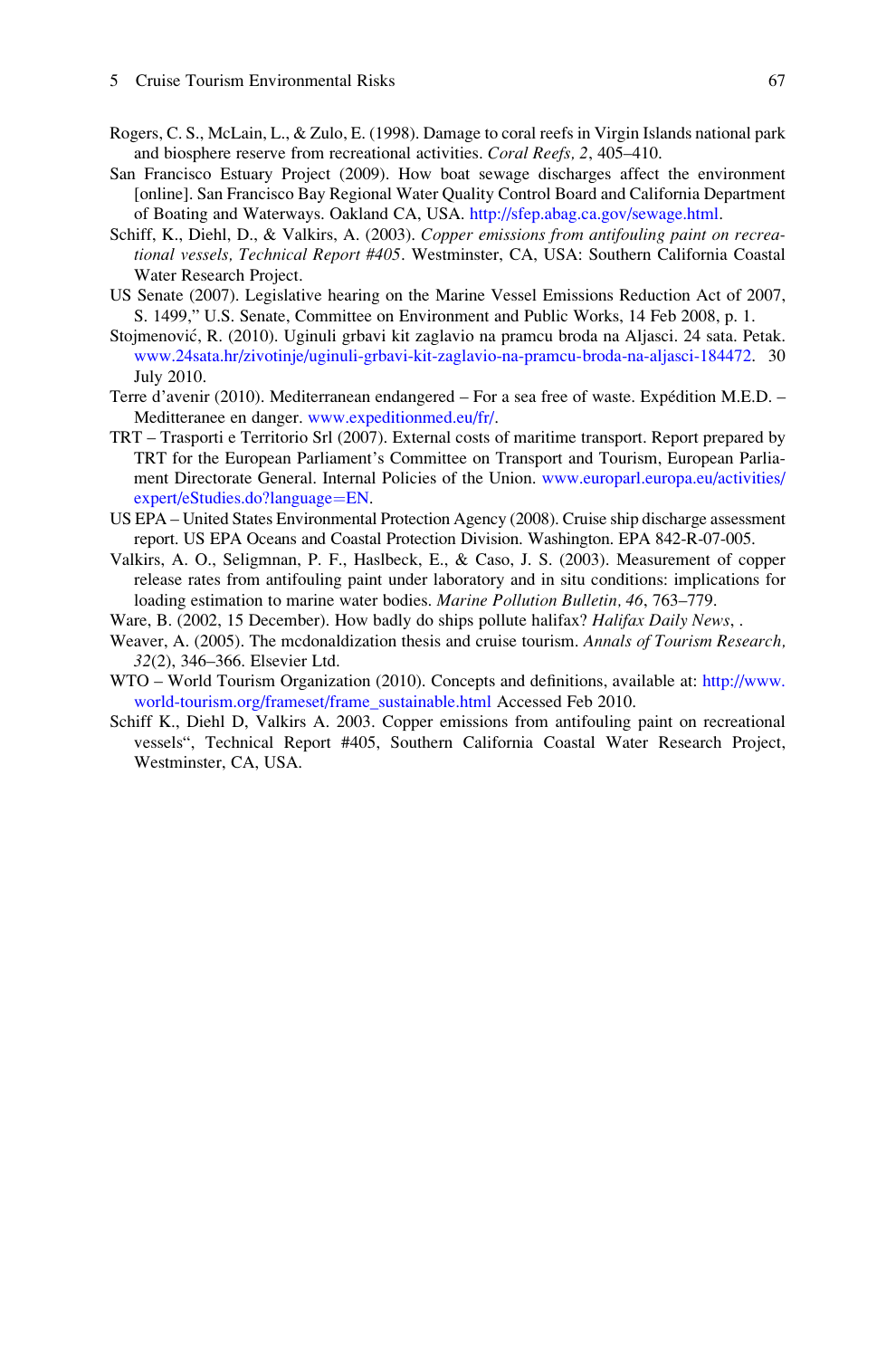Rogers, C. S., McLain, L., & Zulo, E. (1998). Damage to coral reefs in Virgin Islands national park and biosphere reserve from recreational activities. *Coral Reefs, 2*, 405–410.

San Francisco Estuary Project (2009). How boat sewage discharges affect the environment [online]. San Francisco Bay Regional Water Quality Control Board and California Department of Boating and Waterways. Oakland CA, USA. http://sfep.abag.ca.gov/sewage.html.

Schiff, K., Diehl, D., & Valkirs, A. (2003). *Copper emissions from antifouling paint on recreational vessels, Technical Report #405*. Westminster, CA, USA: Southern California Coastal Water Research Project.

US Senate (2007). Legislative hearing on the Marine Vessel Emissions Reduction Act of 2007, S. 1499," U.S. Senate, Committee on Environment and Public Works, 14 Feb 2008, p. 1.

Stojmenović, R. (2010). Uginuli grbavi kit zaglavio na pramcu broda na Aljasci. 24 sata. Petak. www.24sata.hr/zivotinje/uginuli-grbavi-kit-zaglavio-na-pramcu-broda-na-aljasci-184472. 30 July 2010.

Terre d'avenir (2010). Mediterranean endangered – For a sea free of waste. Expédition M.E.D. – Meditteranee en danger. www.expeditionmed.eu/fr/.

TRT – Trasporti e Territorio Srl (2007). External costs of maritime transport. Report prepared by TRT for the European Parliament's Committee on Transport and Tourism, European Parliament Directorate General. Internal Policies of the Union. www.europarl.europa.eu/activities/expert/eStudies.do?language=EN.

US EPA – United States Environmental Protection Agency (2008). Cruise ship discharge assessment report. US EPA Oceans and Coastal Protection Division. Washington. EPA 842-R-07-005.

Valkirs, A. O., Seligmnan, P. F., Haslbeck, E., & Caso, J. S. (2003). Measurement of copper release rates from antifouling paint under laboratory and in situ conditions: implications for loading estimation to marine water bodies. *Marine Pollution Bulletin, 46*, 763–779.

Ware, B. (2002, 15 December). How badly do ships pollute halifax? *Halifax Daily News*, .

Weaver, A. (2005). The mcdonaldization thesis and cruise tourism. *Annals of Tourism Research, 32*(2), 346–366. Elsevier Ltd.

WTO – World Tourism Organization (2010). Concepts and definitions, available at: http://www.world-tourism.org/frameset/frame_sustainable.html Accessed Feb 2010.

Schiff K., Diehl D, Valkirs A. 2003. Copper emissions from antifouling paint on recreational vessels", Technical Report #405, Southern California Coastal Water Research Project, Westminster, CA, USA.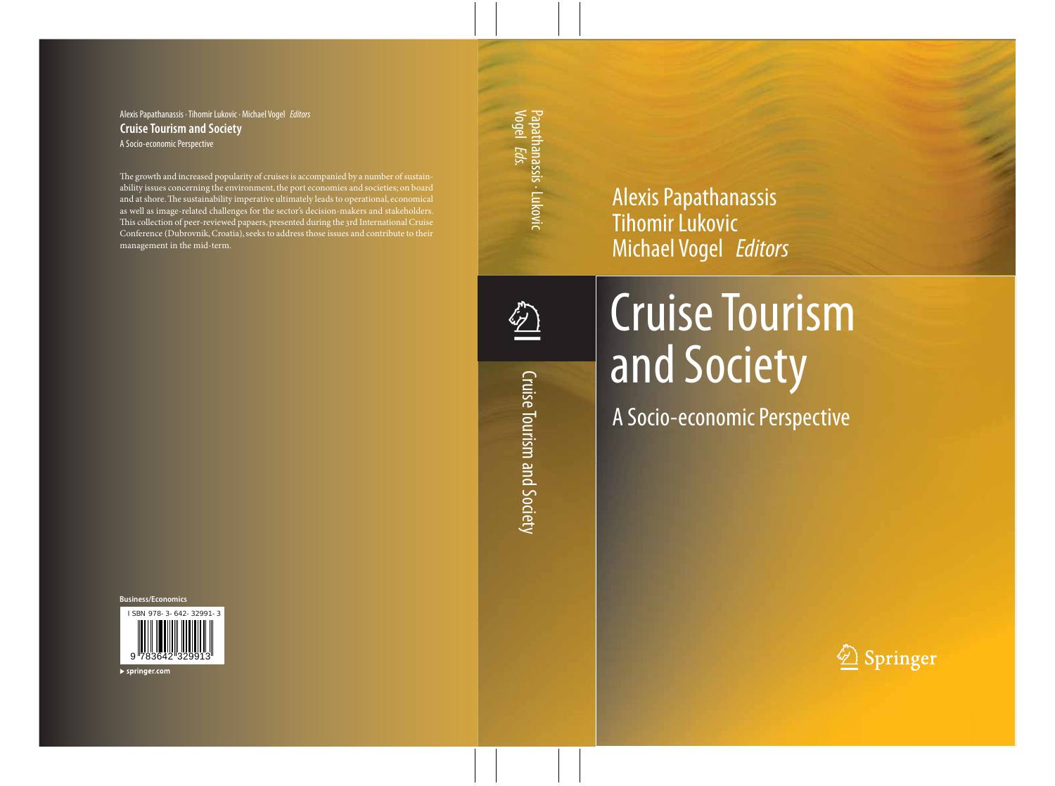Alexis Papathanassis · Tihomir Lukovic · Michael Vogel *Editors*

**Cruise Tourism and Society**

A Socio-economic Perspective

The growth and increased popularity of cruises is accompanied by a number of sustainability issues concerning the environment, the port economies and societies; on board and at shore. The sustainability imperative ultimately leads to operational, economical as well as image-related challenges for the sector's decision-makers and stakeholders. This collection of peer-reviewed papaers, presented during the 3rd International Cruise Conference (Dubrovnik, Croatia), seeks to address those issues and contribute to their management in the mid-term.

**Business/Economics**

ISBN 978-3-642-32991-3

9 783642 329913

▶ springer.com

Papathanassis · Lukovic
Vogel *Eds.*

Cruise Tourism and Society

Alexis Papathanassis
Tihomir Lukovic
Michael Vogel *Editors*

# Cruise Tourism and Society

## A Socio-economic Perspective

Springer